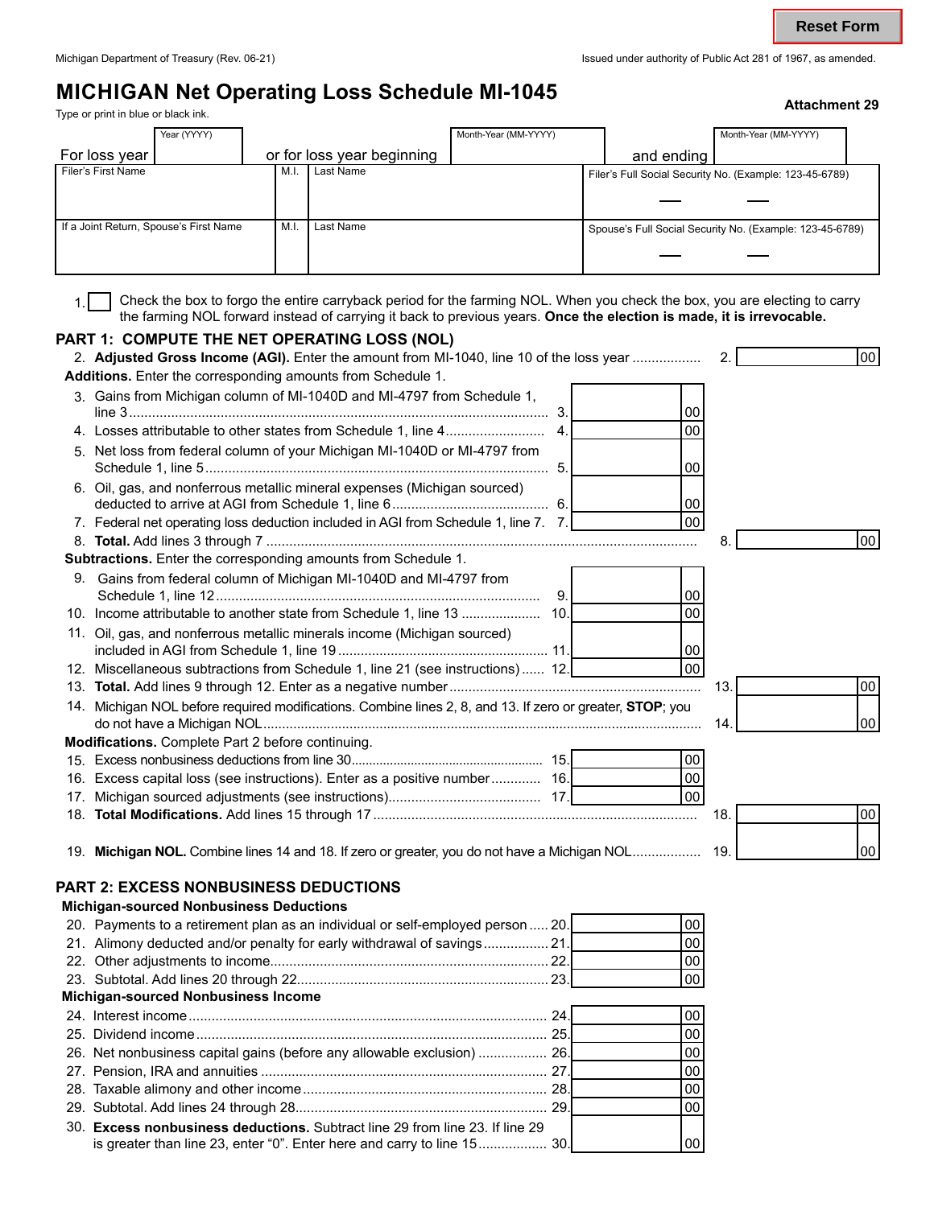Michigan Department of Treasury (Rev. 06-21)

Issued under authority of Public Act 281 of 1967, as amended.

# MICHIGAN Net Operating Loss Schedule MI-1045

**Attachment 29**

Type or print in blue or black ink.

For loss year Year (YYYY) ______ or for loss year beginning Month-Year (MM-YYYY) ______ and ending Month-Year (MM-YYYY) ______

| Filer's First Name | M.I. | Last Name | Filer's Full Social Security No. (Example: 123-45-6789) |
|---|---|---|---|
| | | | |
| If a Joint Return, Spouse's First Name | M.I. | Last Name | Spouse's Full Social Security No. (Example: 123-45-6789) |
| | | | |

1. ☐ Check the box to forgo the entire carryback period for the farming NOL. When you check the box, you are electing to carry the farming NOL forward instead of carrying it back to previous years. **Once the election is made, it is irrevocable.**

## PART 1: COMPUTE THE NET OPERATING LOSS (NOL)

2. **Adjusted Gross Income (AGI).** Enter the amount from MI-1040, line 10 of the loss year ................. 2. ______ 00

**Additions.** Enter the corresponding amounts from Schedule 1.

3. Gains from Michigan column of MI-1040D and MI-4797 from Schedule 1, line 3 ........ 3. ______ 00
4. Losses attributable to other states from Schedule 1, line 4 ........ 4. ______ 00
5. Net loss from federal column of your Michigan MI-1040D or MI-4797 from Schedule 1, line 5 ........ 5. ______ 00
6. Oil, gas, and nonferrous metallic mineral expenses (Michigan sourced) deducted to arrive at AGI from Schedule 1, line 6 ........ 6. ______ 00
7. Federal net operating loss deduction included in AGI from Schedule 1, line 7. 7. ______ 00
8. **Total.** Add lines 3 through 7 ........ 8. ______ 00

**Subtractions.** Enter the corresponding amounts from Schedule 1.

9. Gains from federal column of Michigan MI-1040D and MI-4797 from Schedule 1, line 12 ........ 9. ______ 00
10. Income attributable to another state from Schedule 1, line 13 ........ 10. ______ 00
11. Oil, gas, and nonferrous metallic minerals income (Michigan sourced) included in AGI from Schedule 1, line 19 ........ 11. ______ 00
12. Miscellaneous subtractions from Schedule 1, line 21 (see instructions) ...... 12. ______ 00
13. **Total.** Add lines 9 through 12. Enter as a negative number ........ 13. ______ 00
14. Michigan NOL before required modifications. Combine lines 2, 8, and 13. If zero or greater, **STOP**; you do not have a Michigan NOL ........ 14. ______ 00

**Modifications.** Complete Part 2 before continuing.

15. Excess nonbusiness deductions from line 30 ........ 15. ______ 00
16. Excess capital loss (see instructions). Enter as a positive number ........ 16. ______ 00
17. Michigan sourced adjustments (see instructions) ........ 17. ______ 00
18. **Total Modifications.** Add lines 15 through 17 ........ 18. ______ 00
19. **Michigan NOL.** Combine lines 14 and 18. If zero or greater, you do not have a Michigan NOL ........ 19. ______ 00

## PART 2: EXCESS NONBUSINESS DEDUCTIONS

**Michigan-sourced Nonbusiness Deductions**

20. Payments to a retirement plan as an individual or self-employed person ..... 20. ______ 00
21. Alimony deducted and/or penalty for early withdrawal of savings ........ 21. ______ 00
22. Other adjustments to income ........ 22. ______ 00
23. Subtotal. Add lines 20 through 22 ........ 23. ______ 00

**Michigan-sourced Nonbusiness Income**

24. Interest income ........ 24. ______ 00
25. Dividend income ........ 25. ______ 00
26. Net nonbusiness capital gains (before any allowable exclusion) ........ 26. ______ 00
27. Pension, IRA and annuities ........ 27. ______ 00
28. Taxable alimony and other income ........ 28. ______ 00
29. Subtotal. Add lines 24 through 28 ........ 29. ______ 00
30. **Excess nonbusiness deductions.** Subtract line 29 from line 23. If line 29 is greater than line 23, enter "0". Enter here and carry to line 15 ........ 30. ______ 00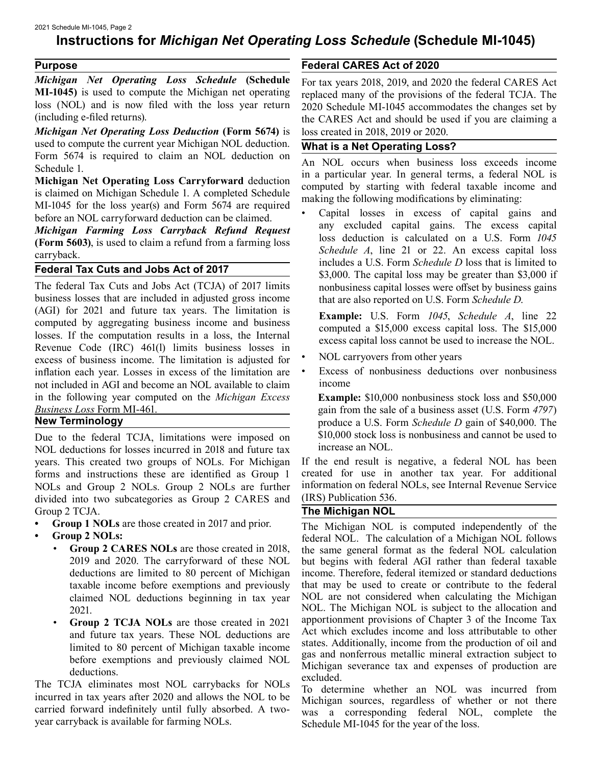# Instructions for *Michigan Net Operating Loss Schedule* (Schedule MI-1045)

## Purpose

***Michigan Net Operating Loss Schedule*** **(Schedule MI-1045)** is used to compute the Michigan net operating loss (NOL) and is now filed with the loss year return (including e-filed returns).

***Michigan Net Operating Loss Deduction*** **(Form 5674)** is used to compute the current year Michigan NOL deduction. Form 5674 is required to claim an NOL deduction on Schedule 1.

**Michigan Net Operating Loss Carryforward** deduction is claimed on Michigan Schedule 1. A completed Schedule MI-1045 for the loss year(s) and Form 5674 are required before an NOL carryforward deduction can be claimed.

***Michigan Farming Loss Carryback Refund Request*** **(Form 5603)**, is used to claim a refund from a farming loss carryback.

## Federal Tax Cuts and Jobs Act of 2017

The federal Tax Cuts and Jobs Act (TCJA) of 2017 limits business losses that are included in adjusted gross income (AGI) for 2021 and future tax years. The limitation is computed by aggregating business income and business losses. If the computation results in a loss, the Internal Revenue Code (IRC) 461(l) limits business losses in excess of business income. The limitation is adjusted for inflation each year. Losses in excess of the limitation are not included in AGI and become an NOL available to claim in the following year computed on the *Michigan Excess Business Loss* Form MI-461.

## New Terminology

Due to the federal TCJA, limitations were imposed on NOL deductions for losses incurred in 2018 and future tax years. This created two groups of NOLs. For Michigan forms and instructions these are identified as Group 1 NOLs and Group 2 NOLs. Group 2 NOLs are further divided into two subcategories as Group 2 CARES and Group 2 TCJA.

- **Group 1 NOLs** are those created in 2017 and prior.
- **Group 2 NOLs:**
  - **Group 2 CARES NOLs** are those created in 2018, 2019 and 2020. The carryforward of these NOL deductions are limited to 80 percent of Michigan taxable income before exemptions and previously claimed NOL deductions beginning in tax year 2021.
  - **Group 2 TCJA NOLs** are those created in 2021 and future tax years. These NOL deductions are limited to 80 percent of Michigan taxable income before exemptions and previously claimed NOL deductions.

The TCJA eliminates most NOL carrybacks for NOLs incurred in tax years after 2020 and allows the NOL to be carried forward indefinitely until fully absorbed. A two-year carryback is available for farming NOLs.

## Federal CARES Act of 2020

For tax years 2018, 2019, and 2020 the federal CARES Act replaced many of the provisions of the federal TCJA. The 2020 Schedule MI-1045 accommodates the changes set by the CARES Act and should be used if you are claiming a loss created in 2018, 2019 or 2020.

## What is a Net Operating Loss?

An NOL occurs when business loss exceeds income in a particular year. In general terms, a federal NOL is computed by starting with federal taxable income and making the following modifications by eliminating:

- Capital losses in excess of capital gains and any excluded capital gains. The excess capital loss deduction is calculated on a U.S. Form *1045 Schedule A*, line 21 or 22. An excess capital loss includes a U.S. Form *Schedule D* loss that is limited to $3,000. The capital loss may be greater than $3,000 if nonbusiness capital losses were offset by business gains that are also reported on U.S. Form *Schedule D*.

  **Example:** U.S. Form *1045*, *Schedule A*, line 22 computed a $15,000 excess capital loss. The $15,000 excess capital loss cannot be used to increase the NOL.

- NOL carryovers from other years
- Excess of nonbusiness deductions over nonbusiness income

  **Example:** $10,000 nonbusiness stock loss and $50,000 gain from the sale of a business asset (U.S. Form *4797*) produce a U.S. Form *Schedule D* gain of $40,000. The $10,000 stock loss is nonbusiness and cannot be used to increase an NOL.

If the end result is negative, a federal NOL has been created for use in another tax year. For additional information on federal NOLs, see Internal Revenue Service (IRS) Publication 536.

## The Michigan NOL

The Michigan NOL is computed independently of the federal NOL. The calculation of a Michigan NOL follows the same general format as the federal NOL calculation but begins with federal AGI rather than federal taxable income. Therefore, federal itemized or standard deductions that may be used to create or contribute to the federal NOL are not considered when calculating the Michigan NOL. The Michigan NOL is subject to the allocation and apportionment provisions of Chapter 3 of the Income Tax Act which excludes income and loss attributable to other states. Additionally, income from the production of oil and gas and nonferrous metallic mineral extraction subject to Michigan severance tax and expenses of production are excluded.

To determine whether an NOL was incurred from Michigan sources, regardless of whether or not there was a corresponding federal NOL, complete the Schedule MI-1045 for the year of the loss.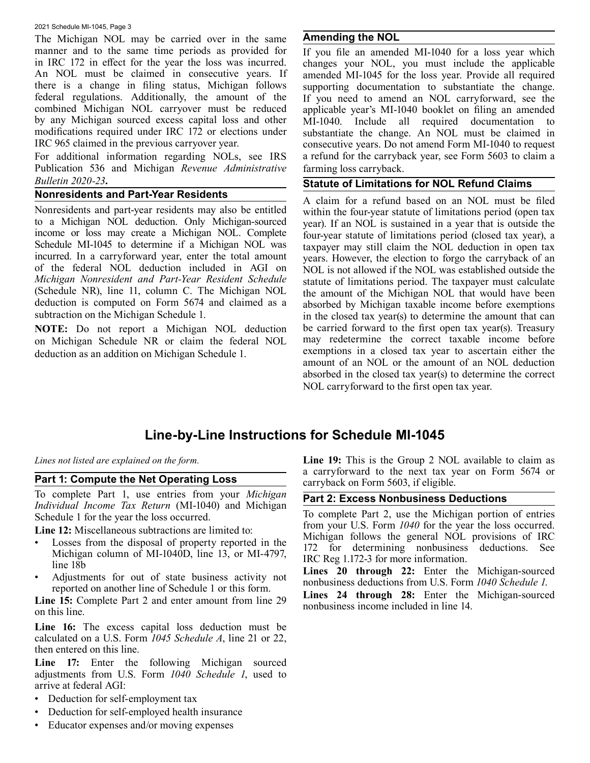The Michigan NOL may be carried over in the same manner and to the same time periods as provided for in IRC 172 in effect for the year the loss was incurred. An NOL must be claimed in consecutive years. If there is a change in filing status, Michigan follows federal regulations. Additionally, the amount of the combined Michigan NOL carryover must be reduced by any Michigan sourced excess capital loss and other modifications required under IRC 172 or elections under IRC 965 claimed in the previous carryover year.

For additional information regarding NOLs, see IRS Publication 536 and Michigan *Revenue Administrative Bulletin 2020-23*.

### Nonresidents and Part-Year Residents

Nonresidents and part-year residents may also be entitled to a Michigan NOL deduction. Only Michigan-sourced income or loss may create a Michigan NOL. Complete Schedule MI-1045 to determine if a Michigan NOL was incurred. In a carryforward year, enter the total amount of the federal NOL deduction included in AGI on *Michigan Nonresident and Part-Year Resident Schedule* (Schedule NR), line 11, column C. The Michigan NOL deduction is computed on Form 5674 and claimed as a subtraction on the Michigan Schedule 1.

**NOTE:** Do not report a Michigan NOL deduction on Michigan Schedule NR or claim the federal NOL deduction as an addition on Michigan Schedule 1.

### Amending the NOL

If you file an amended MI-1040 for a loss year which changes your NOL, you must include the applicable amended MI-1045 for the loss year. Provide all required supporting documentation to substantiate the change. If you need to amend an NOL carryforward, see the applicable year's MI-1040 booklet on filing an amended MI-1040. Include all required documentation to substantiate the change. An NOL must be claimed in consecutive years. Do not amend Form MI-1040 to request a refund for the carryback year, see Form 5603 to claim a farming loss carryback.

### Statute of Limitations for NOL Refund Claims

A claim for a refund based on an NOL must be filed within the four-year statute of limitations period (open tax year). If an NOL is sustained in a year that is outside the four-year statute of limitations period (closed tax year), a taxpayer may still claim the NOL deduction in open tax years. However, the election to forgo the carryback of an NOL is not allowed if the NOL was established outside the statute of limitations period. The taxpayer must calculate the amount of the Michigan NOL that would have been absorbed by Michigan taxable income before exemptions in the closed tax year(s) to determine the amount that can be carried forward to the first open tax year(s). Treasury may redetermine the correct taxable income before exemptions in a closed tax year to ascertain either the amount of an NOL or the amount of an NOL deduction absorbed in the closed tax year(s) to determine the correct NOL carryforward to the first open tax year.

## Line-by-Line Instructions for Schedule MI-1045

*Lines not listed are explained on the form.*

### Part 1: Compute the Net Operating Loss

To complete Part 1, use entries from your *Michigan Individual Income Tax Return* (MI-1040) and Michigan Schedule 1 for the year the loss occurred.

**Line 12:** Miscellaneous subtractions are limited to:

- Losses from the disposal of property reported in the Michigan column of MI-1040D, line 13, or MI-4797, line 18b
- Adjustments for out of state business activity not reported on another line of Schedule 1 or this form.

**Line 15:** Complete Part 2 and enter amount from line 29 on this line.

**Line 16:** The excess capital loss deduction must be calculated on a U.S. Form *1045 Schedule A*, line 21 or 22, then entered on this line.

**Line 17:** Enter the following Michigan sourced adjustments from U.S. Form *1040 Schedule 1*, used to arrive at federal AGI:

- Deduction for self-employment tax
- Deduction for self-employed health insurance
- Educator expenses and/or moving expenses

**Line 19:** This is the Group 2 NOL available to claim as a carryforward to the next tax year on Form 5674 or carryback on Form 5603, if eligible.

### Part 2: Excess Nonbusiness Deductions

To complete Part 2, use the Michigan portion of entries from your U.S. Form *1040* for the year the loss occurred. Michigan follows the general NOL provisions of IRC 172 for determining nonbusiness deductions. See IRC Reg 1.172-3 for more information.

**Lines 20 through 22:** Enter the Michigan-sourced nonbusiness deductions from U.S. Form *1040 Schedule 1*.

**Lines 24 through 28:** Enter the Michigan-sourced nonbusiness income included in line 14.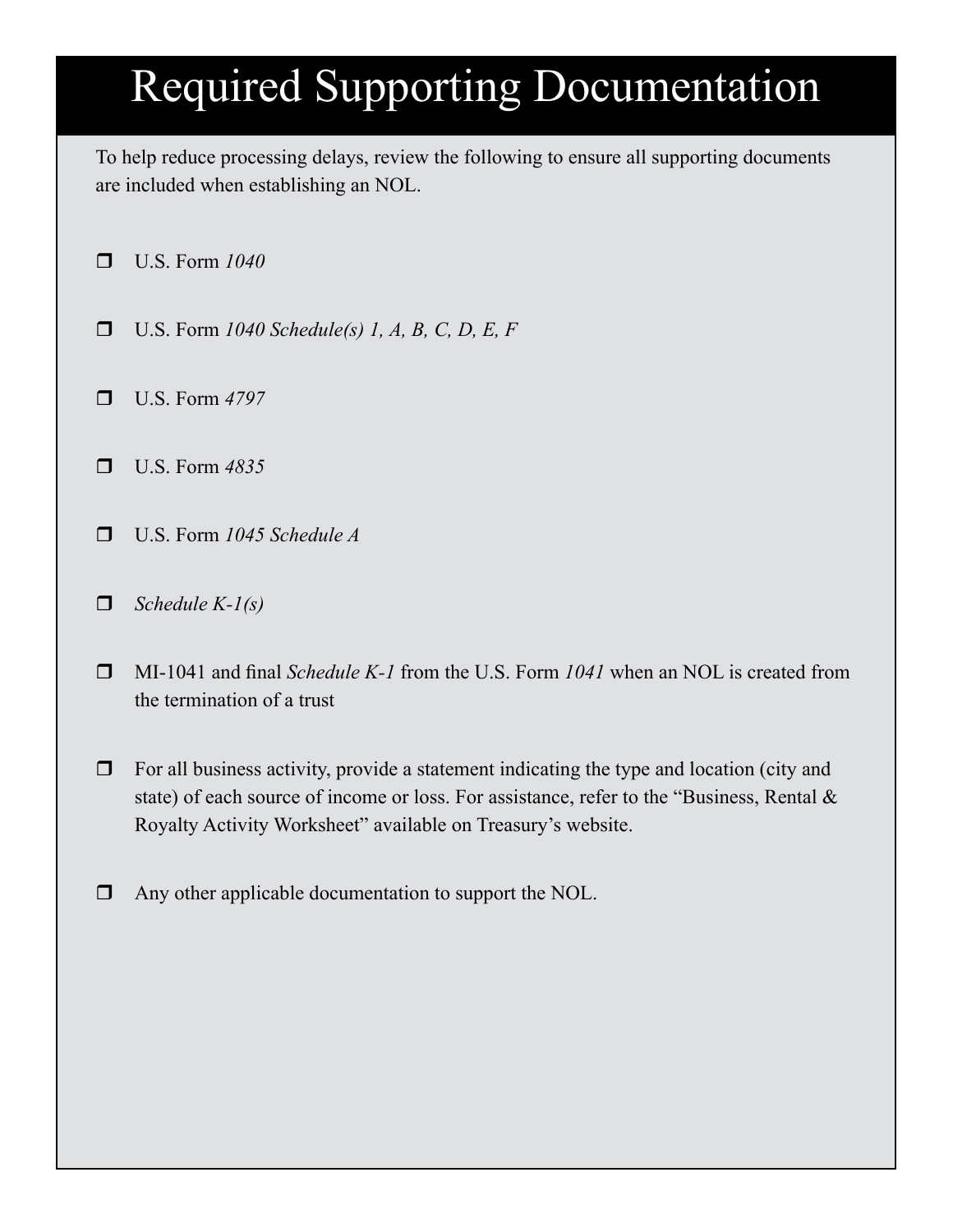# Required Supporting Documentation

To help reduce processing delays, review the following to ensure all supporting documents are included when establishing an NOL.

- ❒ U.S. Form *1040*
- ❒ U.S. Form *1040 Schedule(s) 1, A, B, C, D, E, F*
- ❒ U.S. Form *4797*
- ❒ U.S. Form *4835*
- ❒ U.S. Form *1045 Schedule A*
- ❒ *Schedule K-1(s)*
- ❒ MI-1041 and final *Schedule K-1* from the U.S. Form *1041* when an NOL is created from the termination of a trust
- ❒ For all business activity, provide a statement indicating the type and location (city and state) of each source of income or loss. For assistance, refer to the "Business, Rental & Royalty Activity Worksheet" available on Treasury's website.
- ❒ Any other applicable documentation to support the NOL.